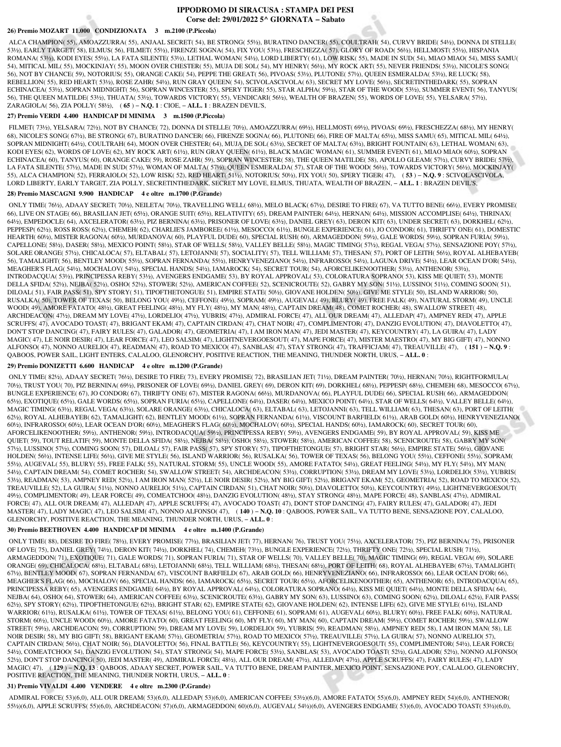# IPPODROMO DI SIRACUSA : STAMPA DEI PESI

## Corse del: 29/01/2022 5^ GIORNATA – Sabato

### 26) Premio MOZART 11.000 CONDIZIONATA 3 m.2100 (P.Piccola)

ALCA CHAMPION( 55), AMOAZZURRA( 55), ANJAAL SECRET( 54), BE STRONG( 55½), BURATINO DANCER( 55), COULTRAH( 54), CURVY BRIDE( 54½), DONNA DI STELLE( 53½), EARLY TARGET( 58), ELMUS( 56), FILMET( 55½), FIRENZE SOGNA( 54), FIX YOU( 53½), FRESCHEZZA( 57), GLORY OF ROAD( 56½), HELLMOST( 55½), HISPANIA ROMANA( 53½), KODI EYES( 55½), LA FATA SILENTE( 53½), LETHAL WOMAN( 54½), LORD LIBERTY( 61), LOW RISK( 55), MADE IN SUD( 54), MIAO MIAO( 54), MISS SAMU( 54), MITICAL MIL( 55), MOCKINJAY( 55), MOON OVER CHESTER( 55), MUJA DE SOL( 54), MY HENRY( 56½), MY ROCK ART( 55), NEVER FRIENDS( 53½), NICOLE'S SONG( 56), NOT BY CHANCE( 59), NOTORIUS( 55), ORANGE CAKE( 54), PEPPE THE GREAT( 56), PIVOAS( 53½), PLUTONE( 57½), QUEEN ESMERALDA( 53½), RE LUCK( 58), REBELLION( 55), RED HEART( 53½), ROSE ZAHR( 54½), RUN GRAY QUEEN( 54), SCIVOLASCIVOLA( 63), SECRET MY LOVE( 56½), SECRETINTHEDARK( 55), SOPRAN ECHINACEA( 53½), SOPRAN MIDNIGHT( 56), SOPRAN WINCESTER( 55), SPERY TIGER( 55), STAR ALPHA( 59½), STAR OF THE WOOD( 53½), SUMMER EVENT( 56), TANYUS( 56), THE QUEEN MATILDE( 53½), THUATA( 53½), TOWARDS VICTORY( 55), VENDICARI( 56½), WEALTH OF BRAZEN( 55), WORDS OF LOVE( 55), YELSARA( 57½), ZARAGIOLA( 56), ZIA POLLY( 58½), ( **65** ) – **N.Q. 1** : CIOE, – **ALL. 1** : BRAZEN DEVIL'S,

### 27) Premio VERDI 4.400 HANDICAP DI MINIMA 3 m.1500 (P.Piccola)

FILMET( 73½), YELSARA( 72½), NOT BY CHANCE( 72), DONNA DI STELLE( 70½), AMOAZZURRA( 69½), HELLMOST( 69½), PIVOAS( 69½), FRESCHEZZA( 68½), MY HENRY( 68), NICOLE'S SONG( 67½), BE STRONG( 67), BURATINO DANCER( 66), FIRENZE SOGNA( 66), PLUTONE( 66), FIRE OF MALTA( 65½), MISS SAMU( 65), MITICAL MIL( 64½), SOPRAN MIDNIGHT( 64½), COULTRAH( 64), MOON OVER CHESTER( 64), MUJA DE SOL( 63½), SECRET OF MALTA( 63½), BRIGHT FOUNTAIN( 63), LETHAL WOMAN( 63), KODI EYES( 62), WORDS OF LOVE( 62), MY ROCK ART( 61½), RUN GRAY QUEEN( 61½), BLACK MAGIC WOMAN( 61), SUMMER EVENT( 61), MIAO MIAO( 60½), SOPRAN ECHINACEA( 60), TANYUS( 60), ORANGE CAKE( 59), ROSE ZAHR( 59), SOPRAN WINCESTER( 59), THE QUEEN MATILDE( 58), APOLLO GLEAM( 57½), CURVY BRIDE( 57½), LA FATA SILENTE( 57½), MADE IN SUD( 57½), WOMAN OF MALTA( 57½), QUEEN ESMERALDA( 57), STAR OF THE WOOD( 56½), TOWARDS VICTORY( 56½), MOCKINJAY( 55), ALCA CHAMPION( 52), FERRAIOLO( 52), LOW RISK( 52), RED HEART( 51½), NOTORIUS( 50½), FIX YOU( 50), SPERY TIGER( 47), ( **53** ) – **N.Q. 9** : SCIVOLASCIVOLA, LORD LIBERTY, EARLY TARGET, ZIA POLLY, SECRETINTHEDARK, SECRET MY LOVE, ELMUS, THUATA, WEALTH OF BRAZEN, – **ALL. 1** : BRAZEN DEVIL'S,

### 28) Premio MASCAGNI 9.900 HANDICAP 4 e oltre m.1700 (P.Grande)

ONLY TIME( 76½), ADAAY SECRET( 70½), NEILETA( 70½), TRAVELLING WELL( 68½), MELO BLACK( 67½), DESIRE TO FIRE( 67), VA TUTTO BENE( 66½), EVERY PROMISE( 66), LIVE ON STAGE( 66), BRASILIAN JET( 65½), ORANGE SUIT( 65½), RELATIVITY( 65), DREAM PAINTER( 64½), HERNAN( 64½), MISSION ACCOMPLISE( 64½), THRINAX( 64½), EMPEDOCLE( 64), AXCELERATOR( 63½), PIZ BERNINA( 63½), PRISONER OF LOVE( 63½), DANIEL GREY( 63), DERON KIT( 63), UNDER SECRET( 63), DORKHEL( 62½), PEPPESP( 62½), ROSS ROSS( 62½), CHEMEH( 62), CHARLIE'S JAMBOREE( 61½), MESOCCO( 61½), BUNGLE EXPERIENCE( 61), JO CONDOR( 61), THRIFTY ONE( 61), DOMESTIC HEARTH( 60½), MISTER RAGONA( 60½), MURDANOVA( 60), PLAYFUL DUDE( 60), SPECIAL RUSH( 60), ARMAGEDDON( 59½), GALE WORDS( 59½), SOPRAN FURIA( 59½), CAPELLONE( 58½), DASER( 58½), MEXICO POINT( 58½), STAR OF WELLS( 58½), VALLEY BELLE( 58½), MAGIC TIMING( 57½), REGAL VEGA( 57½), SENSAZIONE POY( 57½), SOLARE ORANGE( 57½), CHICALOCA( 57), ELTABAL( 57), LETOJANNI( 57), SOCIALITY( 57), TELL WILLIAM( 57), THESAN( 57), PORT OF LEITH( 56½), ROYAL ALHEBAYEB( 56), TAMALIGHT( 56), BENTLEY MOOD( 55½), SOPRAN FERNANDA( 55½), HENRYVENEZIANO( 54½), INFRAROSSO( 54½), LAGUNA DRIVE( 54½), LEAR OCEAN D'OR( 54½), MEAGHER'S FLAG( 54½), MOCHALOV( 54½), SPECIAL HANDS( 54½), IAMAROCK( 54), SECRET TOUR( 54), AFORCELIKENOOTHER( 53½), ANTHENOR( 53½), INTRODACQUA( 53½), PRINCIPESSA REBY( 53½), AVENGERS ENDGAME( 53), BY ROYAL APPROVAL( 53), COLORATURA SOPRANO( 53), KISS ME QUIET( 53), MONTE DELLA SFIDA( 52½), NEJBA( 52½), OSHO( 52½), STOWER( 52½), AMERICAN COFFEE( 52), SCENICROUTE( 52), GABRY MY SON( 51½), LUSSINO( 51½), COMING SOON( 51), DILOAL( 51), FAIR PASS( 51), SPY STORY( 51), TIPOFTHETONGUE( 51), EMPIRE STATE( 50½), GIOVANE HOLDEN( 50½), GIVE ME STYLE( 50), ISLAND WARRIOR( 50), RUSALKA( 50), TOWER OF TEXAS( 50), BELONG YOU( 49½), CEFFONE( 49½), SOPRAM( 49½), AUGEVAL( 49), BLURY( 49), FREE FALK( 49), NATURAL STORM( 49), UNCLE WOOD( 49), AMORE FATATO( 48½), GREAT FEELING( 48½), MY FLY( 48½), MY MAN( 48½), CAPTAIN DREAM( 48), COMET ROCHER( 48), SWALLOW STREET( 48), ARCHDEACON( 47½), DREAM MY LOVE( 47½), LORDELIO( 47½), YUBRIS( 47½), ADMIRAL FORCE( 47), ALL OUR DREAM( 47), ALLEDAP( 47), AMPNEY RED( 47), APPLE SCRUFFS( 47), AVOCADO TOAST( 47), BRIGANT EKAM( 47), CAPTAIN CIRDAN( 47), CHAT NOIR( 47), COMPLIMENTOR( 47), DANZIG EVOLUTION( 47), DIAVOLETTO( 47), DON'T STOP DANCING( 47), FAIRY RULES( 47), GALADOR( 47), GEOMETRIA( 47), I AM IRON MAN( 47), JEDI MASTER( 47), KEYCOUNTRY( 47), LA GUIRA( 47), LADY MAGIC( 47), LE NOIR DESIR( 47), LEAR FORCE( 47), LEO SALSIM( 47), LIGHTNEVERGOESOUT( 47), MAPE FORCE( 47), MISTER MAESTRO( 47), MY BIG GIFT( 47), NONNO ALFONSO( 47), NONNO AURELIO( 47), READMAN( 47), ROAD TO MEXICO( 47), SANBLAS( 47), STAY STRONG( 47), TRAFFICJAM( 47), TREAUVILLE( 47), ( **151** ) – **N.Q. 9** : QABOOS, POWER SAIL, LIGHT ENTERS, CALALOO, GLENORCHY, POSITIVE REACTION, THE MEANING, THUNDER NORTH, URUS, – **ALL. 0** :

### 29) Premio DONIZETTI 6.600 HANDICAP 4 e oltre m.1200 (P.Grande)

ONLY TIME( 82½), ADAAY SECRET( 76½), DESIRE TO FIRE( 73), EVERY PROMISE( 72), BRASILIAN JET( 71½), DREAM PAINTER( 70½), HERNAN( 70½), RIGHTFORMULA( 70½), TRUST YOU( 70), PIZ BERNINA( 69½), PRISONER OF LOVE( 69½), DANIEL GREY( 69), DERON KIT( 69), DORKHEL( 68½), PEPPESP( 68½), CHEMEH( 68), MESOCCO( 67½), BUNGLE EXPERIENCE( 67), JO CONDOR( 67), THRIFTY ONE( 67), MISTER RAGONA( 66½), MURDANOVA( 66), PLAYFUL DUDE( 66), SPECIAL RUSH( 66), ARMAGEDDON( 65½), EXOTIQUE( 65½), GALE WORDS( 65½), SOPRAN FURIA( 65½), CAPELLONE( 64½), DASER( 64½), MEXICO POINT( 64½), STAR OF WELLS( 64½), VALLEY BELLE( 64½), MAGIC TIMING( 63½), REGAL VEGA( 63½), SOLARE ORANGE( 63½), CHICALOCA( 63), ELTABAL( 63), LETOJANNI( 63), TELL WILLIAM( 63), THESAN( 63), PORT OF LEITH( 62½), ROYAL ALHEBAYEB( 62), TAMALIGHT( 62), BENTLEY MOOD( 61½), SOPRAN FERNANDA( 61½), VISCOUNT BARFIELD( 61½), ARAB GOLD( 60½), HENRYVENEZIANO( 60½), INFRAROSSO( 60½), LEAR OCEAN D'OR( 60½), MEAGHER'S FLAG( 60½), MOCHALOV( 60½), SPECIAL HANDS( 60½), IAMAROCK( 60), SECRET TOUR( 60), AFORCELIKENOOTHER( 59½), ANTHENOR( 59½), INTRODACQUA( 59½), PRINCIPESSA REBY( 59½), AVENGERS ENDGAME( 59), BY ROYAL APPROVAL( 59), KISS ME QUIET( 59), TOUT RELATIF( 59), MONTE DELLA SFIDA( 58½), NEJBA( 58½), OSHO( 58½), STOWER( 58½), AMERICAN COFFEE( 58), SCENICROUTE( 58), GABRY MY SON( 57½), LUSSINO( 57½), COMING SOON( 57), DILOAL( 57), FAIR PASS( 57), SPY STORY( 57), TIPOFTHETONGUE( 57), BRIGHT STAR( 56½), EMPIRE STATE( 56½), GIOVANE HOLDEN( 56½), INTENSE LIFE( 56½), GIVE ME STYLE( 56), ISLAND WARRIOR( 56), RUSALKA( 56), TOWER OF TEXAS( 56), BELONG YOU( 55½), CEFFONE( 55½), SOPRAM( 55½), AUGEVAL( 55), BLURY( 55), FREE FALK( 55), NATURAL STORM( 55), UNCLE WOOD( 55), AMORE FATATO( 54½), GREAT FEELING( 54½), MY FLY( 54½), MY MAN( 54½), CAPTAIN DREAM( 54), COMET ROCHER( 54), SWALLOW STREET( 54), ARCHDEACON( 53½), CORRUPTION( 53½), DREAM MY LOVE( 53½), LORDELIO( 53½), YUBRIS( 53½), READMAN( 53), AMPNEY RED( 52½), I AM IRON MAN( 52½), LE NOIR DESIR( 52½), MY BIG GIFT( 52½), BRIGANT EKAM( 52), GEOMETRIA( 52), ROAD TO MEXICO( 52), TREAUVILLE( 52), LA GUIRA( 51½), NONNO AURELIO( 51½), CAPTAIN CIRDAN( 51), CHAT NOIR( 50½), DIAVOLETTO( 50½), KEYCOUNTRY( 49½), LIGHTNEVERGOESOUT( 49½), COMPLIMENTOR( 49), LEAR FORCE( 49), COMEATCHOO( 48½), DANZIG EVOLUTION( 48½), STAY STRONG( 48½), MAPE FORCE( 48), SANBLAS( 47½), ADMIRAL FORCE( 47), ALL OUR DREAM( 47), ALLEDAP( 47), APPLE SCRUFFS( 47), AVOCADO TOAST( 47), DON'T STOP DANCING( 47), FAIRY RULES( 47), GALADOR( 47), JEDI MASTER( 47), LADY MAGIC( 47), LEO SALSIM( 47), NONNO ALFONSO( 47), ( **140** ) – **N.Q. 10** : QABOOS, POWER SAIL, VA TUTTO BENE, SENSAZIONE POY, CALALOO, GLENORCHY, POSITIVE REACTION, THE MEANING, THUNDER NORTH, URUS, – **ALL. 0** :

### 30) Premio BEETHOVEN 4.400 HANDICAP DI MINIMA 4 e oltre m.1400 (P.Grande)

ONLY TIME( 88), DESIRE TO FIRE( 78½), EVERY PROMISE( 77½), BRASILIAN JET( 77), HERNAN( 76), TRUST YOU( 75½), AXCELERATOR( 75), PIZ BERNINA( 75), PRISONER OF LOVE( 75), DANIEL GREY( 74½), DERON KIT( 74½), DORKHEL( 74), CHEMEH( 73½), BUNGLE EXPERIENCE( 72½), THRIFTY ONE( 72½), SPECIAL RUSH( 71½), ARMAGEDDON( 71), EXOTIQUE( 71), GALE WORDS( 71), SOPRAN FURIA( 71), STAR OF WELLS( 70), VALLEY BELLE( 70), MAGIC TIMING( 69), REGAL VEGA( 69), SOLARE ORANGE( 69), CHICALOCA( 68½), ELTABAL( 68½), LETOJANNI( 68½), TELL WILLIAM( 68½), THESAN( 68½), PORT OF LEITH( 68), ROYAL ALHEBAYEB( 67½), TAMALIGHT( 67½), BENTLEY MOOD( 67), SOPRAN FERNANDA( 67), VISCOUNT BARFIELD( 67), ARAB GOLD( 66), HENRYVENEZIANO( 66), INFRAROSSO( 66), LEAR OCEAN D'OR( 66), MEAGHER'S FLAG( 66), MOCHALOV( 66), SPECIAL HANDS( 66), IAMAROCK( 65½), SECRET TOUR( 65½), AFORCELIKENOOTHER( 65), ANTHENOR( 65), INTRODACQUA( 65), PRINCIPESSA REBY( 65), AVENGERS ENDGAME( 64½), BY ROYAL APPROVAL( 64½), COLORATURA SOPRANO( 64½), KISS ME QUIET( 64½), MONTE DELLA SFIDA( 64), NEJBA( 64), OSHO( 64), STOWER( 64), AMERICAN COFFEE( 63½), SCENICROUTE( 63½), GABRY MY SON( 63), LUSSINO( 63), COMING SOON( 62½), DILOAL( 62½), FAIR PASS( 62½), SPY STORY( 62½), TIPOFTHETONGUE( 62½), BRIGHT STAR( 62), EMPIRE STATE( 62), GIOVANE HOLDEN( 62), INTENSE LIFE( 62), GIVE ME STYLE( 61½), ISLAND WARRIOR( 61½), RUSALKA( 61½), TOWER OF TEXAS( 61½), BELONG YOU( 61), CEFFONE( 61), SOPRAM( 61), AUGEVAL( 60½), BLURY( 60½), FREE FALK( 60½), NATURAL STORM( 60½), UNCLE WOOD( 60½), AMORE FATATO( 60), GREAT FEELING( 60), MY FLY( 60), MY MAN( 60), CAPTAIN DREAM( 59½), COMET ROCHER( 59½), SWALLOW STREET( 59½), ARCHDEACON( 59), CORRUPTION( 59), DREAM MY LOVE( 59), LORDELIO( 59), YUBRIS( 59), READMAN( 58½), AMPNEY RED( 58), I AM IRON MAN( 58), LE NOIR DESIR( 58), MY BIG GIFT( 58), BRIGANT EKAM( 57½), GEOMETRIA( 57½), ROAD TO MEXICO( 57½), TREAUVILLE( 57½), LA GUIRA( 57), NONNO AURELIO( 57), CAPTAIN CIRDAN( 56½), CHAT NOIR( 56), DIAVOLETTO( 56), FINAL BATTLE( 56), KEYCOUNTRY( 55), LIGHTNEVERGOESOUT( 55), COMPLIMENTOR( 54½), LEAR FORCE( 54½), COMEATCHOO( 54), DANZIG EVOLUTION( 54), STAY STRONG( 54), MAPE FORCE( 53½), SANBLAS( 53), AVOCADO TOAST( 52½), GALADOR( 52½), NONNO ALFONSO( 52½), DON'T STOP DANCING( 50), JEDI MASTER( 49), ADMIRAL FORCE( 48½), ALL OUR DREAM( 47½), ALLEDAP( 47½), APPLE SCRUFFS( 47), FAIRY RULES( 47), LADY MAGIC( 47), ( **129** ) – **N.Q. 13** : QABOOS, ADAAY SECRET, POWER SAIL, VA TUTTO BENE, DREAM PAINTER, MEXICO POINT, SENSAZIONE POY, CALALOO, GLENORCHY, POSITIVE REACTION, THE MEANING, THUNDER NORTH, URUS, – **ALL. 0** :

### 31) Premio VIVALDI 4.400 VENDERE 4 e oltre m.2300 (P.Grande)

ADMIRAL FORCE( 53)(6,0), ALL OUR DREAM( 53)(6,0), ALLEDAP( 53)(6,0), AMERICAN COFFEE( 53½)(6,0), AMORE FATATO( 55)(6,0), AMPNEY RED( 54)(6,0), ANTHENOR( 55½)(6,0), APPLE SCRUFFS( 55)(6,0), ARCHDEACON( 57)(6,0), ARMAGEDDON( 60)(6,0), AUGEVAL( 54½)(6,0), AVENGERS ENDGAME( 53)(6,0), AVOCADO TOAST( 53½)(6,0),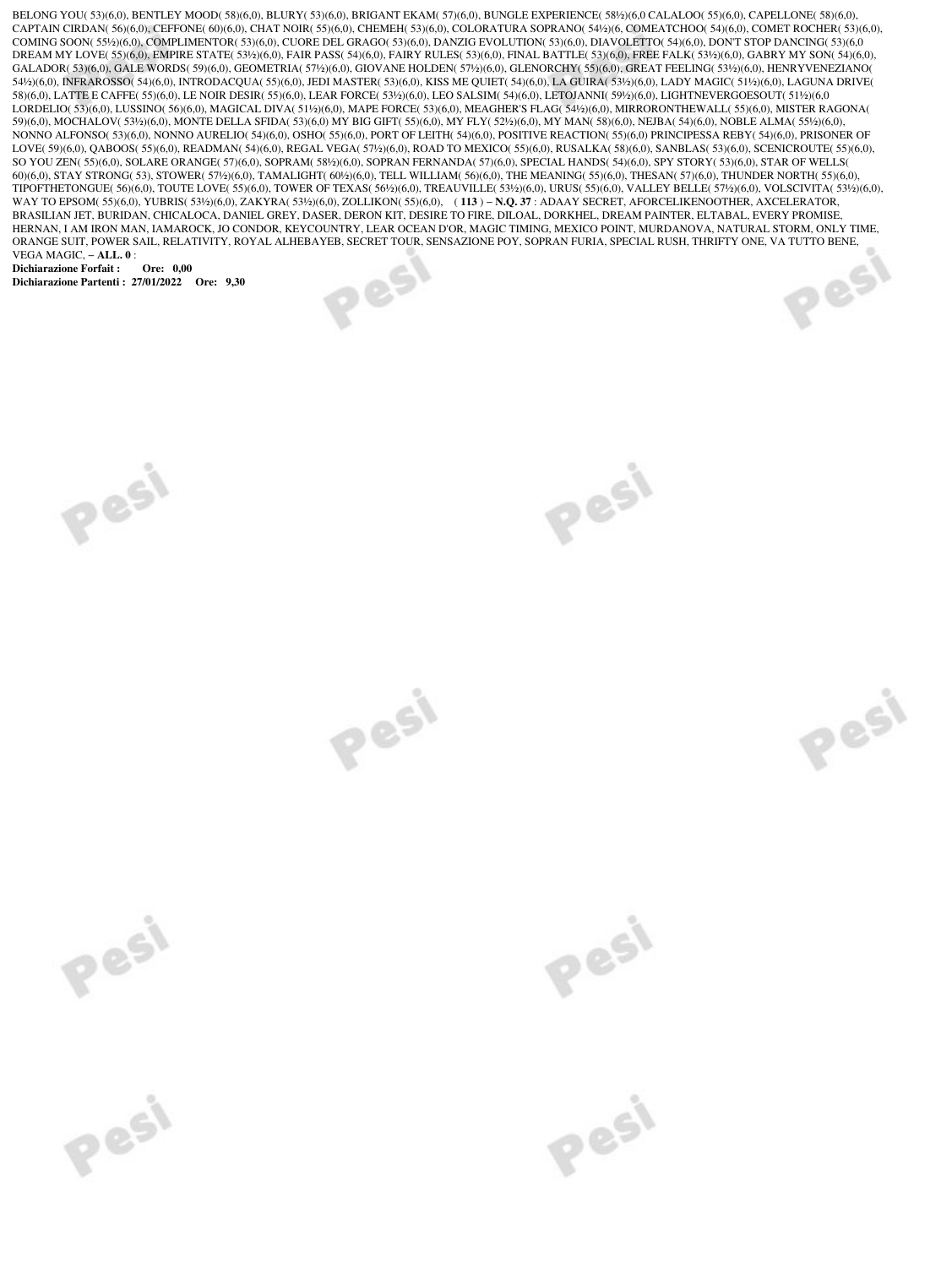BELONG YOU( 53)(6,0), BENTLEY MOOD( 58)(6,0), BLURY( 53)(6,0), BRIGANT EKAM( 57)(6,0), BUNGLE EXPERIENCE( 58½)(6,0 CALALOO( 55)(6,0), CAPELLONE( 58)(6,0), CAPTAIN CIRDAN( 56)(6,0), CEFFONE( 60)(6,0), CHAT NOIR( 55)(6,0), CHEMEH( 53)(6,0), COLORATURA SOPRANO( 54½)(6, COMEATCHOO( 54)(6,0), COMET ROCHER( 53)(6,0), COMING SOON( 55½)(6,0), COMPLIMENTOR( 53)(6,0), CUORE DEL GRAGO( 53)(6,0), DANZIG EVOLUTION( 53)(6,0), DIAVOLETTO( 54)(6,0), DON'T STOP DANCING( 53)(6,0 DREAM MY LOVE( 55)(6,0), EMPIRE STATE( 53½)(6,0), FAIR PASS( 54)(6,0), FAIRY RULES( 53)(6,0), FINAL BATTLE( 53)(6,0), FREE FALK( 53½)(6,0), GABRY MY SON( 54)(6,0), GALADOR( 53)(6,0), GALE WORDS( 59)(6,0), GEOMETRIA( 57½)(6,0), GIOVANE HOLDEN( 57½)(6,0), GLENORCHY( 55)(6,0), GREAT FEELING( 53½)(6,0), HENRYVENEZIANO( 54½)(6,0), INFRAROSSO( 54)(6,0), INTRODACQUA( 55)(6,0), JEDI MASTER( 53)(6,0), KISS ME QUIET( 54)(6,0), LA GUIRA( 53½)(6,0), LADY MAGIC( 51½)(6,0), LAGUNA DRIVE( 58)(6,0), LATTE E CAFFE( 55)(6,0), LE NOIR DESIR( 55)(6,0), LEAR FORCE( 53½)(6,0), LEO SALSIM( 54)(6,0), LETOJANNI( 59½)(6,0), LIGHTNEVERGOESOUT( 51½)(6,0 LORDELIO( 53)(6,0), LUSSINO( 56)(6,0), MAGICAL DIVA( 51½)(6,0), MAPE FORCE( 53)(6,0), MEAGHER'S FLAG( 54½)(6,0), MIRRORONTHEWALL( 55)(6,0), MISTER RAGONA( 59)(6,0), MOCHALOV( 53½)(6,0), MONTE DELLA SFIDA( 53)(6,0) MY BIG GIFT( 55)(6,0), MY FLY( 52½)(6,0), MY MAN( 58)(6,0), NEJBA( 54)(6,0), NOBLE ALMA( 55½)(6,0), NONNO ALFONSO( 53)(6,0), NONNO AURELIO( 54)(6,0), OSHO( 55)(6,0), PORT OF LEITH( 54)(6,0), POSITIVE REACTION( 55)(6,0) PRINCIPESSA REBY( 54)(6,0), PRISONER OF LOVE( 59)(6,0), QABOOS( 55)(6,0), READMAN( 54)(6,0), REGAL VEGA( 57½)(6,0), ROAD TO MEXICO( 55)(6,0), RUSALKA( 58)(6,0), SANBLAS( 53)(6,0), SCENICROUTE( 55)(6,0), SO YOU ZEN( 55)(6,0), SOLARE ORANGE( 57)(6,0), SOPRAM( 58½)(6,0), SOPRAN FERNANDA( 57)(6,0), SPECIAL HANDS( 54)(6,0), SPY STORY( 53)(6,0), STAR OF WELLS( 60)(6,0), STAY STRONG( 53), STOWER( 57½)(6,0), TAMALIGHT( 60½)(6,0), TELL WILLIAM( 56)(6,0), THE MEANING( 55)(6,0), THESAN( 57)(6,0), THUNDER NORTH( 55)(6,0), TIPOFTHETONGUE( 56)(6,0), TOUTE LOVE( 55)(6,0), TOWER OF TEXAS( 56½)(6,0), TREAUVILLE( 53½)(6,0), URUS( 55)(6,0), VALLEY BELLE( 57½)(6,0), VOLSCIVITA( 53½)(6,0), WAY TO EPSOM( 55)(6,0), YUBRIS( 53½)(6,0), ZAKYRA( 53½)(6,0), ZOLLIKON( 55)(6,0), ( **113** ) – **N.Q. 37** : ADAAY SECRET, AFORCELIKENOOTHER, AXCELERATOR, BRASILIAN JET, BURIDAN, CHICALOCA, DANIEL GREY, DASER, DERON KIT, DESIRE TO FIRE, DILOAL, DORKHEL, DREAM PAINTER, ELTABAL, EVERY PROMISE, HERNAN, I AM IRON MAN, IAMAROCK, JO CONDOR, KEYCOUNTRY, LEAR OCEAN D'OR, MAGIC TIMING, MEXICO POINT, MURDANOVA, NATURAL STORM, ONLY TIME, ORANGE SUIT, POWER SAIL, RELATIVITY, ROYAL ALHEBAYEB, SECRET TOUR, SENSAZIONE POY, SOPRAN FURIA, SPECIAL RUSH, THRIFTY ONE, VA TUTTO BENE, VEGA MAGIC, – **ALL. 0** :

**Dichiarazione Forfait : Ore: 0,00**

**Dichiarazione Partenti : 27/01/2022 Ore: 9,30**